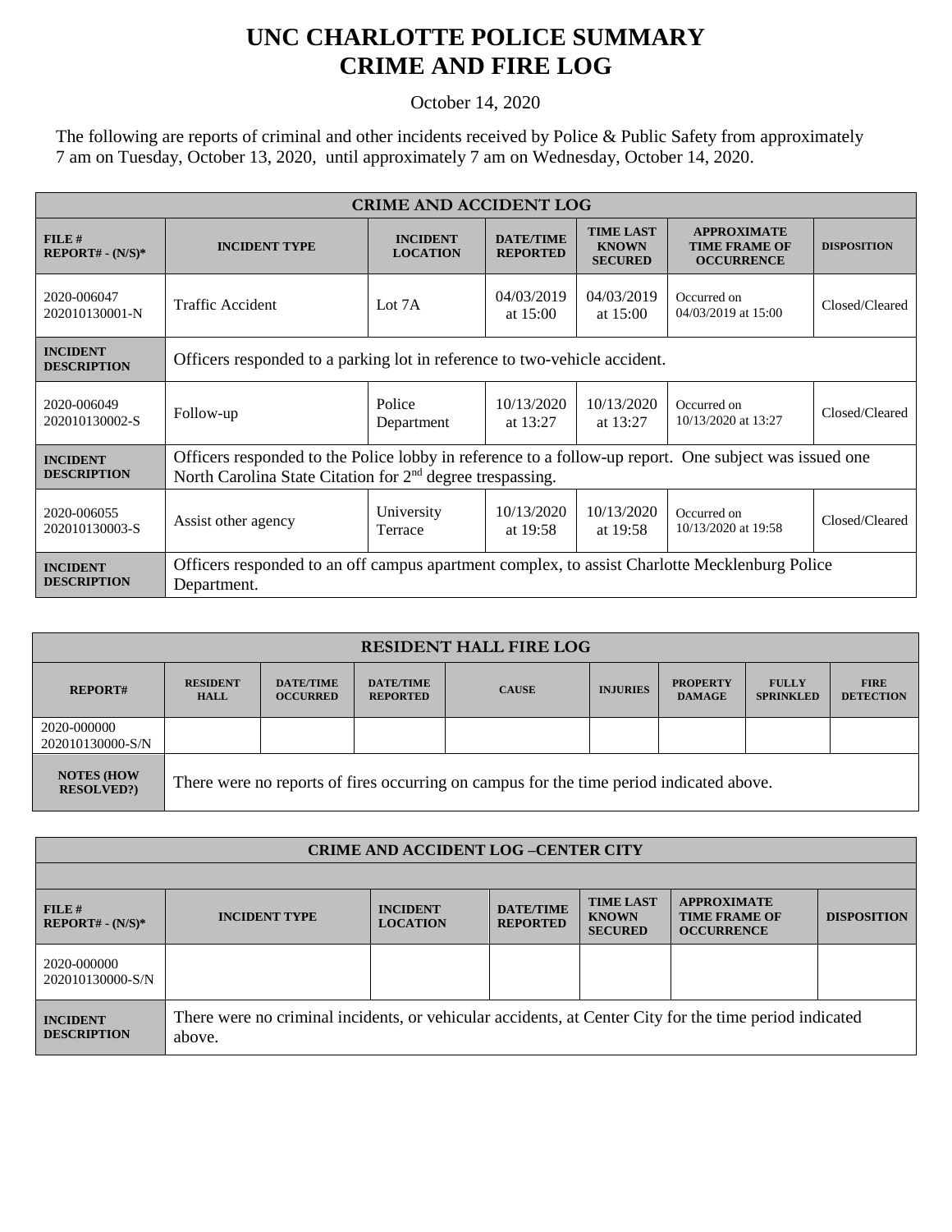# UNC CHARLOTTE POLICE SUMMARY
# CRIME AND FIRE LOG

October 14, 2020

The following are reports of criminal and other incidents received by Police & Public Safety from approximately 7 am on Tuesday, October 13, 2020, until approximately 7 am on Wednesday, October 14, 2020.

| CRIME AND ACCIDENT LOG | | | | | | |
|---|---|---|---|---|---|---|
| **FILE # REPORT# - (N/S)*** | **INCIDENT TYPE** | **INCIDENT LOCATION** | **DATE/TIME REPORTED** | **TIME LAST KNOWN SECURED** | **APPROXIMATE TIME FRAME OF OCCURRENCE** | **DISPOSITION** |
| 2020-006047 202010130001-N | Traffic Accident | Lot 7A | 04/03/2019 at 15:00 | 04/03/2019 at 15:00 | Occurred on 04/03/2019 at 15:00 | Closed/Cleared |
| **INCIDENT DESCRIPTION** | Officers responded to a parking lot in reference to two-vehicle accident. | | | | | |
| 2020-006049 202010130002-S | Follow-up | Police Department | 10/13/2020 at 13:27 | 10/13/2020 at 13:27 | Occurred on 10/13/2020 at 13:27 | Closed/Cleared |
| **INCIDENT DESCRIPTION** | Officers responded to the Police lobby in reference to a follow-up report. One subject was issued one North Carolina State Citation for 2nd degree trespassing. | | | | | |
| 2020-006055 202010130003-S | Assist other agency | University Terrace | 10/13/2020 at 19:58 | 10/13/2020 at 19:58 | Occurred on 10/13/2020 at 19:58 | Closed/Cleared |
| **INCIDENT DESCRIPTION** | Officers responded to an off campus apartment complex, to assist Charlotte Mecklenburg Police Department. | | | | | |

| RESIDENT HALL FIRE LOG | | | | | | | | |
|---|---|---|---|---|---|---|---|---|
| **REPORT#** | **RESIDENT HALL** | **DATE/TIME OCCURRED** | **DATE/TIME REPORTED** | **CAUSE** | **INJURIES** | **PROPERTY DAMAGE** | **FULLY SPRINKLED** | **FIRE DETECTION** |
| 2020-000000 202010130000-S/N | | | | | | | | |
| **NOTES (HOW RESOLVED?)** | There were no reports of fires occurring on campus for the time period indicated above. | | | | | | | |

| CRIME AND ACCIDENT LOG –CENTER CITY | | | | | | |
|---|---|---|---|---|---|---|
| **FILE # REPORT# - (N/S)*** | **INCIDENT TYPE** | **INCIDENT LOCATION** | **DATE/TIME REPORTED** | **TIME LAST KNOWN SECURED** | **APPROXIMATE TIME FRAME OF OCCURRENCE** | **DISPOSITION** |
| 2020-000000 202010130000-S/N | | | | | | |
| **INCIDENT DESCRIPTION** | There were no criminal incidents, or vehicular accidents, at Center City for the time period indicated above. | | | | | |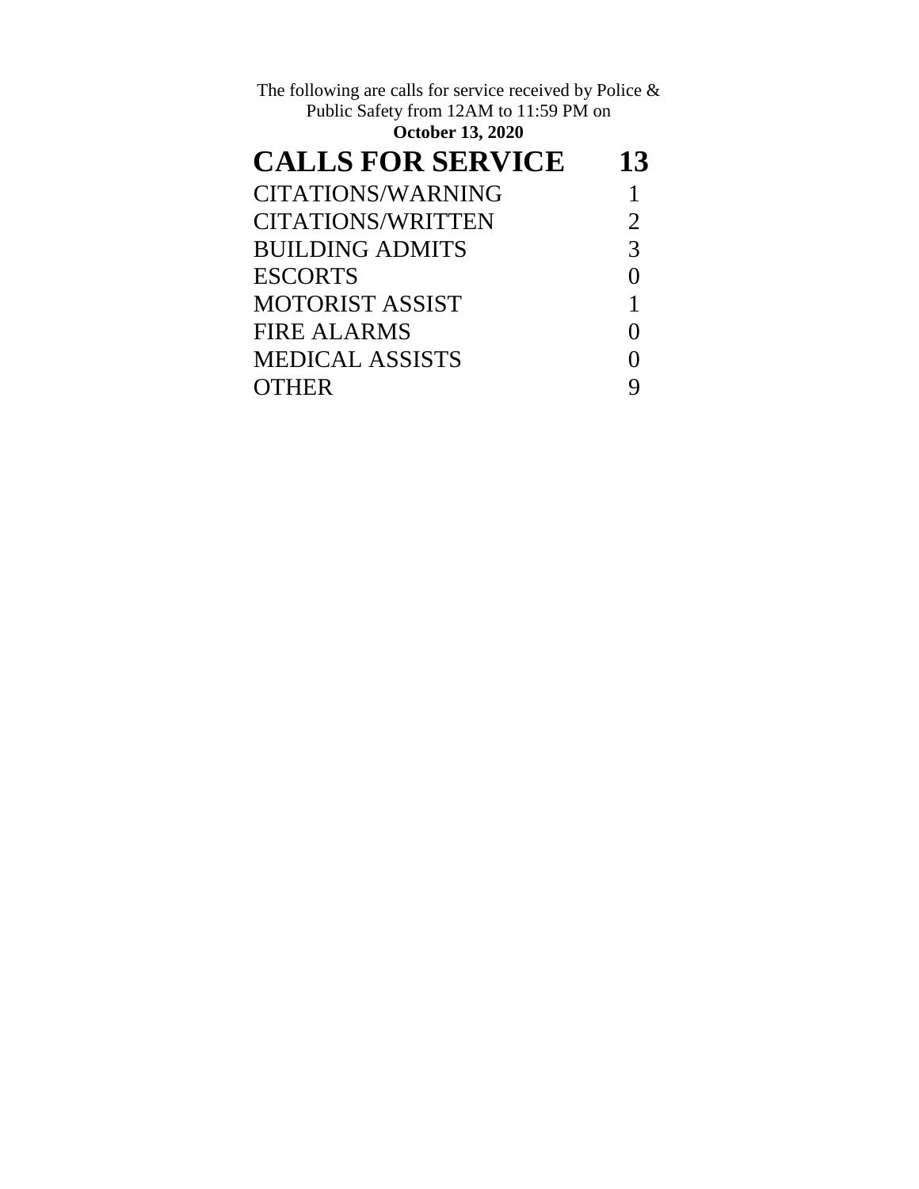The following are calls for service received by Police & Public Safety from 12AM to 11:59 PM on

**October 13, 2020**

| | |
|---|---|
| **CALLS FOR SERVICE** | **13** |
| CITATIONS/WARNING | 1 |
| CITATIONS/WRITTEN | 2 |
| BUILDING ADMITS | 3 |
| ESCORTS | 0 |
| MOTORIST ASSIST | 1 |
| FIRE ALARMS | 0 |
| MEDICAL ASSISTS | 0 |
| OTHER | 9 |